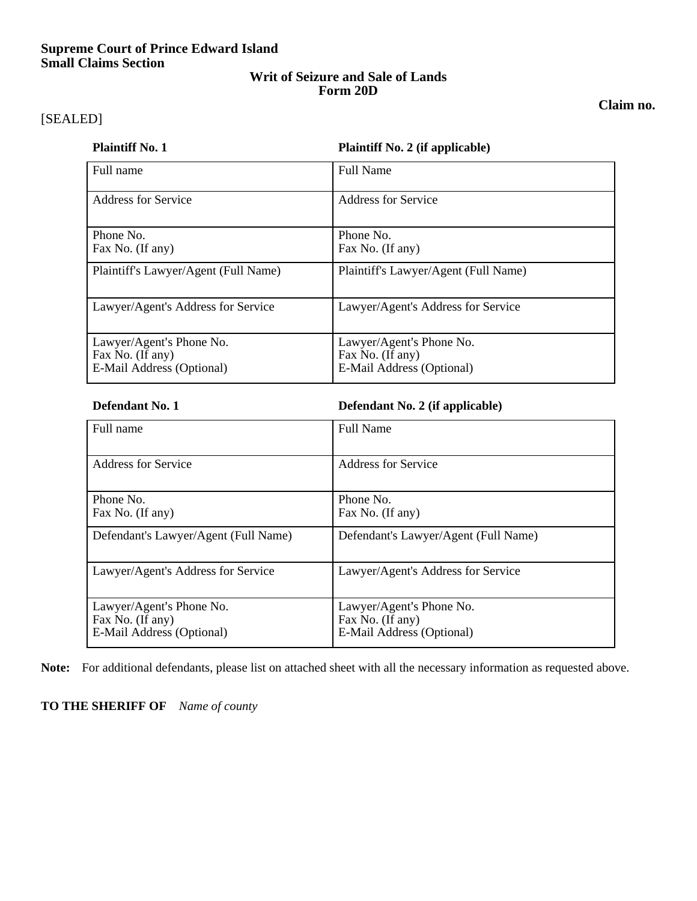**Supreme Court of Prince Edward Island**
**Small Claims Section**

# Writ of Seizure and Sale of Lands
## Form 20D

**Claim no.**

[SEALED]

| **Plaintiff No. 1** | **Plaintiff No. 2 (if applicable)** |
|---|---|
| Full name | Full Name |
| Address for Service | Address for Service |
| Phone No.<br>Fax No. (If any) | Phone No.<br>Fax No. (If any) |
| Plaintiff's Lawyer/Agent (Full Name) | Plaintiff's Lawyer/Agent (Full Name) |
| Lawyer/Agent's Address for Service | Lawyer/Agent's Address for Service |
| Lawyer/Agent's Phone No.<br>Fax No. (If any)<br>E-Mail Address (Optional) | Lawyer/Agent's Phone No.<br>Fax No. (If any)<br>E-Mail Address (Optional) |

| **Defendant No. 1** | **Defendant No. 2 (if applicable)** |
|---|---|
| Full name | Full Name |
| Address for Service | Address for Service |
| Phone No.<br>Fax No. (If any) | Phone No.<br>Fax No. (If any) |
| Defendant's Lawyer/Agent (Full Name) | Defendant's Lawyer/Agent (Full Name) |
| Lawyer/Agent's Address for Service | Lawyer/Agent's Address for Service |
| Lawyer/Agent's Phone No.<br>Fax No. (If any)<br>E-Mail Address (Optional) | Lawyer/Agent's Phone No.<br>Fax No. (If any)<br>E-Mail Address (Optional) |

**Note:** For additional defendants, please list on attached sheet with all the necessary information as requested above.

**TO THE SHERIFF OF** *Name of county*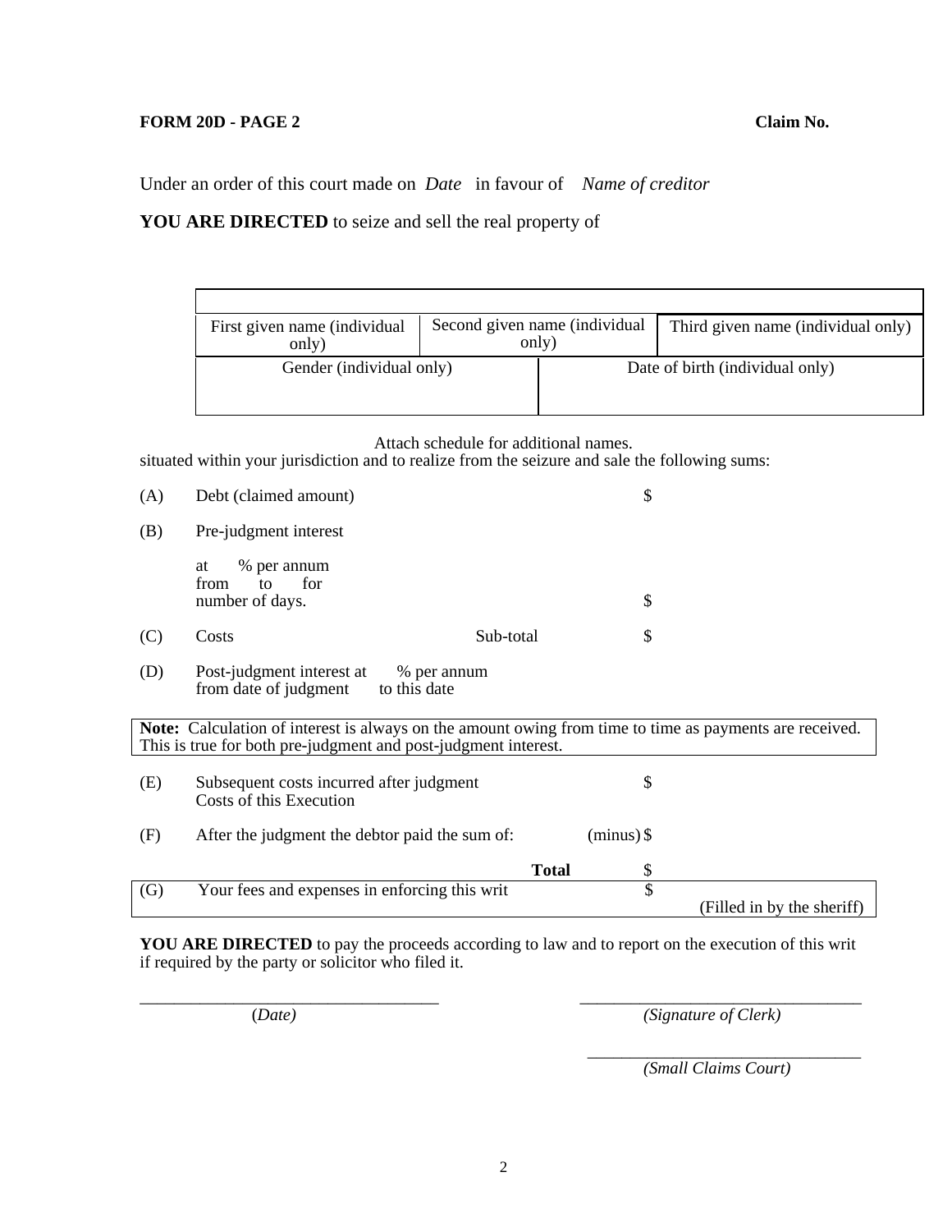**FORM 20D - PAGE 2** **Claim No.**

Under an order of this court made on *Date* in favour of *Name of creditor*

**YOU ARE DIRECTED** to seize and sell the real property of

| | | | |
|---|---|---|---|
| | | | |
| First given name (individual only) | Second given name (individual only) | | Third given name (individual only) |
| Gender (individual only) | | Date of birth (individual only) | |

Attach schedule for additional names.

situated within your jurisdiction and to realize from the seizure and sale the following sums:

| | | | |
|---|---|---|---|
| (A) | Debt (claimed amount) | | $ |
| (B) | Pre-judgment interest<br><br>at % per annum<br>from to for<br>number of days. | | $ |
| (C) | Costs | Sub-total | $ |
| (D) | Post-judgment interest at % per annum<br>from date of judgment to this date | | |

**Note:** Calculation of interest is always on the amount owing from time to time as payments are received. This is true for both pre-judgment and post-judgment interest.

| | | | |
|---|---|---|---|
| (E) | Subsequent costs incurred after judgment<br>Costs of this Execution | | $ |
| (F) | After the judgment the debtor paid the sum of: | (minus) | $ |
| | | **Total** | $ |
| (G) | Your fees and expenses in enforcing this writ | | $ (Filled in by the sheriff) |

**YOU ARE DIRECTED** to pay the proceeds according to law and to report on the execution of this writ if required by the party or solicitor who filed it.

\_\_\_\_\_\_\_\_\_\_\_\_\_\_\_\_\_\_\_\_\_\_\_\_\_\_\_\_\_\_\_\_\_\_\_
(*Date*)

\_\_\_\_\_\_\_\_\_\_\_\_\_\_\_\_\_\_\_\_\_\_\_\_\_\_\_\_\_\_\_\_\_\_\_
*(Signature of Clerk)*

\_\_\_\_\_\_\_\_\_\_\_\_\_\_\_\_\_\_\_\_\_\_\_\_\_\_\_\_\_\_\_\_\_\_\_
*(Small Claims Court)*